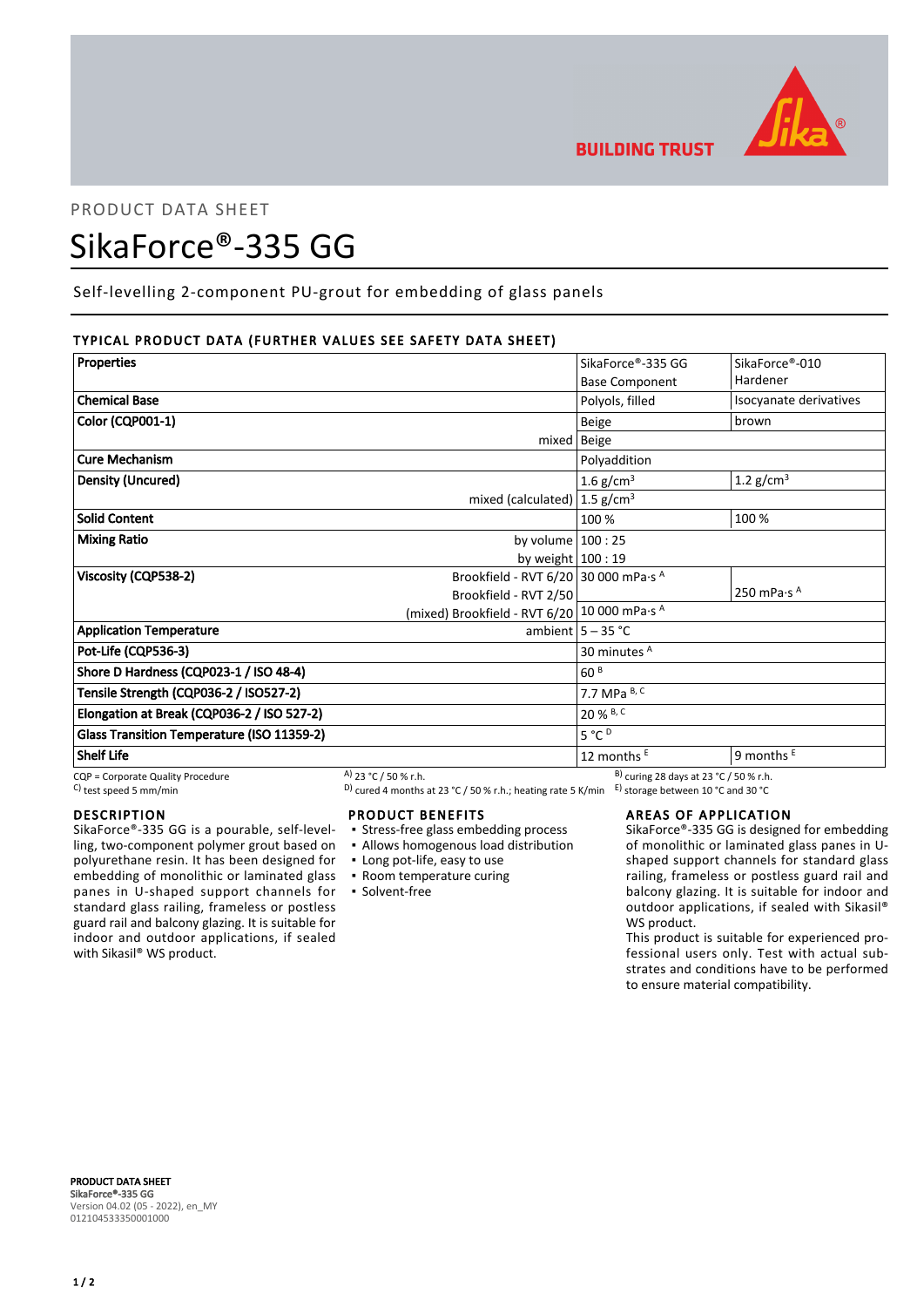PRODUCT DATA SHEET

# SikaForce®-335 GG

Self-levelling 2-component PU-grout for embedding of glass panels

## TYPICAL PRODUCT DATA (FURTHER VALUES SEE SAFETY DATA SHEET)

| Properties | | SikaForce®-335 GG Base Component | SikaForce®-010 Hardener |
|---|---|---|---|
| Chemical Base | | Polyols, filled | Isocyanate derivatives |
| Color (CQP001-1) | | Beige | brown |
| | mixed | Beige | |
| Cure Mechanism | | Polyaddition | |
| Density (Uncured) | | 1.6 g/cm³ | 1.2 g/cm³ |
| | mixed (calculated) | 1.5 g/cm³ | |
| Solid Content | | 100 % | 100 % |
| Mixing Ratio | by volume | 100 : 25 | |
| | by weight | 100 : 19 | |
| Viscosity (CQP538-2) | Brookfield - RVT 6/20 | 30 000 mPa·s [A] | |
| | Brookfield - RVT 2/50 | | 250 mPa·s [A] |
| | (mixed) Brookfield - RVT 6/20 | 10 000 mPa·s [A] | |
| Application Temperature | ambient | 5 – 35 °C | |
| Pot-Life (CQP536-3) | | 30 minutes [A] | |
| Shore D Hardness (CQP023-1 / ISO 48-4) | | 60 [B] | |
| Tensile Strength (CQP036-2 / ISO527-2) | | 7.7 MPa [B, C] | |
| Elongation at Break (CQP036-2 / ISO 527-2) | | 20 % [B, C] | |
| Glass Transition Temperature (ISO 11359-2) | | 5 °C [D] | |
| Shelf Life | | 12 months [E] | 9 months [E] |

CQP = Corporate Quality Procedure
[A] 23 °C / 50 % r.h.
[B] curing 28 days at 23 °C / 50 % r.h.
[C] test speed 5 mm/min
[D] cured 4 months at 23 °C / 50 % r.h.; heating rate 5 K/min
[E] storage between 10 °C and 30 °C

## DESCRIPTION

SikaForce®-335 GG is a pourable, self-levelling, two-component polymer grout based on polyurethane resin. It has been designed for embedding of monolithic or laminated glass panes in U-shaped support channels for standard glass railing, frameless or postless guard rail and balcony glazing. It is suitable for indoor and outdoor applications, if sealed with Sikasil® WS product.

## PRODUCT BENEFITS

- Stress-free glass embedding process
- Allows homogenous load distribution
- Long pot-life, easy to use
- Room temperature curing
- Solvent-free

## AREAS OF APPLICATION

SikaForce®-335 GG is designed for embedding of monolithic or laminated glass panes in U-shaped support channels for standard glass railing, frameless or postless guard rail and balcony glazing. It is suitable for indoor and outdoor applications, if sealed with Sikasil® WS product.

This product is suitable for experienced professional users only. Test with actual substrates and conditions have to be performed to ensure material compatibility.

**PRODUCT DATA SHEET**
**SikaForce®-335 GG**
Version 04.02 (05 - 2022), en_MY
012104533350001000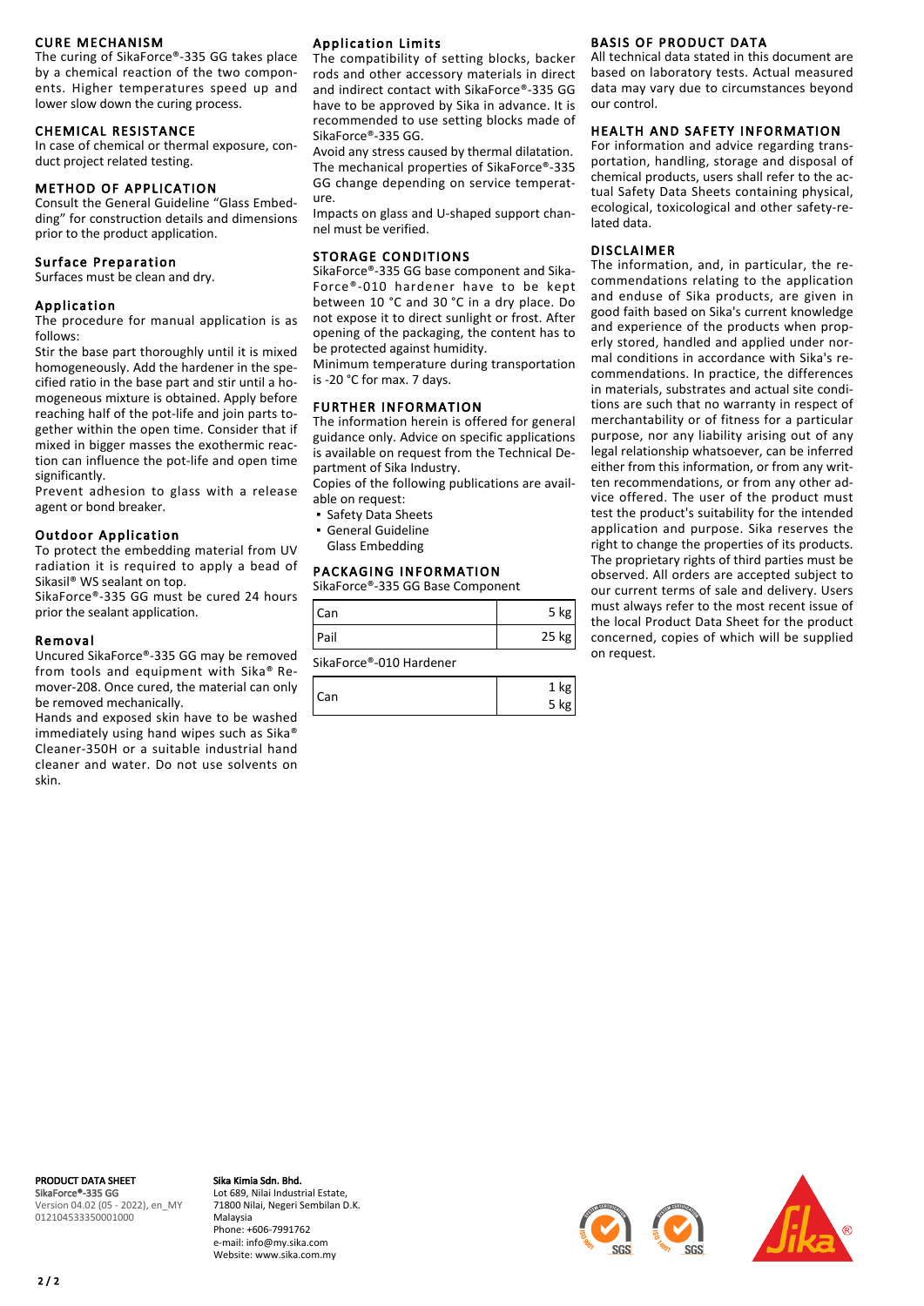## CURE MECHANISM

The curing of SikaForce®-335 GG takes place by a chemical reaction of the two components. Higher temperatures speed up and lower slow down the curing process.

## CHEMICAL RESISTANCE

In case of chemical or thermal exposure, conduct project related testing.

## METHOD OF APPLICATION

Consult the General Guideline "Glass Embedding" for construction details and dimensions prior to the product application.

### Surface Preparation

Surfaces must be clean and dry.

### Application

The procedure for manual application is as follows:

Stir the base part thoroughly until it is mixed homogeneously. Add the hardener in the specified ratio in the base part and stir until a homogeneous mixture is obtained. Apply before reaching half of the pot-life and join parts together within the open time. Consider that if mixed in bigger masses the exothermic reaction can influence the pot-life and open time significantly.

Prevent adhesion to glass with a release agent or bond breaker.

### Outdoor Application

To protect the embedding material from UV radiation it is required to apply a bead of Sikasil® WS sealant on top.

SikaForce®-335 GG must be cured 24 hours prior the sealant application.

### Removal

Uncured SikaForce®-335 GG may be removed from tools and equipment with Sika® Remover-208. Once cured, the material can only be removed mechanically.

Hands and exposed skin have to be washed immediately using hand wipes such as Sika® Cleaner-350H or a suitable industrial hand cleaner and water. Do not use solvents on skin.

### Application Limits

The compatibility of setting blocks, backer rods and other accessory materials in direct and indirect contact with SikaForce®-335 GG have to be approved by Sika in advance. It is recommended to use setting blocks made of SikaForce®-335 GG.

Avoid any stress caused by thermal dilatation. The mechanical properties of SikaForce®-335 GG change depending on service temperature.

Impacts on glass and U-shaped support channel must be verified.

## STORAGE CONDITIONS

SikaForce®-335 GG base component and SikaForce®-010 hardener have to be kept between 10 °C and 30 °C in a dry place. Do not expose it to direct sunlight or frost. After opening of the packaging, the content has to be protected against humidity.

Minimum temperature during transportation is -20 °C for max. 7 days.

## FURTHER INFORMATION

The information herein is offered for general guidance only. Advice on specific applications is available on request from the Technical Department of Sika Industry.

Copies of the following publications are available on request:

- Safety Data Sheets
- General Guideline Glass Embedding

## PACKAGING INFORMATION

SikaForce®-335 GG Base Component

| | |
|---|---|
| Can | 5 kg |
| Pail | 25 kg |

SikaForce®-010 Hardener

| | |
|---|---|
| Can | 1 kg<br>5 kg |

## BASIS OF PRODUCT DATA

All technical data stated in this document are based on laboratory tests. Actual measured data may vary due to circumstances beyond our control.

## HEALTH AND SAFETY INFORMATION

For information and advice regarding transportation, handling, storage and disposal of chemical products, users shall refer to the actual Safety Data Sheets containing physical, ecological, toxicological and other safety-related data.

## DISCLAIMER

The information, and, in particular, the recommendations relating to the application and enduse of Sika products, are given in good faith based on Sika's current knowledge and experience of the products when properly stored, handled and applied under normal conditions in accordance with Sika's recommendations. In practice, the differences in materials, substrates and actual site conditions are such that no warranty in respect of merchantability or of fitness for a particular purpose, nor any liability arising out of any legal relationship whatsoever, can be inferred either from this information, or from any written recommendations, or from any other advice offered. The user of the product must test the product's suitability for the intended application and purpose. Sika reserves the right to change the properties of its products. The proprietary rights of third parties must be observed. All orders are accepted subject to our current terms of sale and delivery. Users must always refer to the most recent issue of the local Product Data Sheet for the product concerned, copies of which will be supplied on request.

**PRODUCT DATA SHEET**
**SikaForce®-335 GG**
Version 04.02 (05 - 2022), en_MY
012104533350001000

**Sika Kimia Sdn. Bhd.**
Lot 689, Nilai Industrial Estate,
71800 Nilai, Negeri Sembilan D.K.
Malaysia
Phone: +606-7991762
e-mail: info@my.sika.com
Website: www.sika.com.my